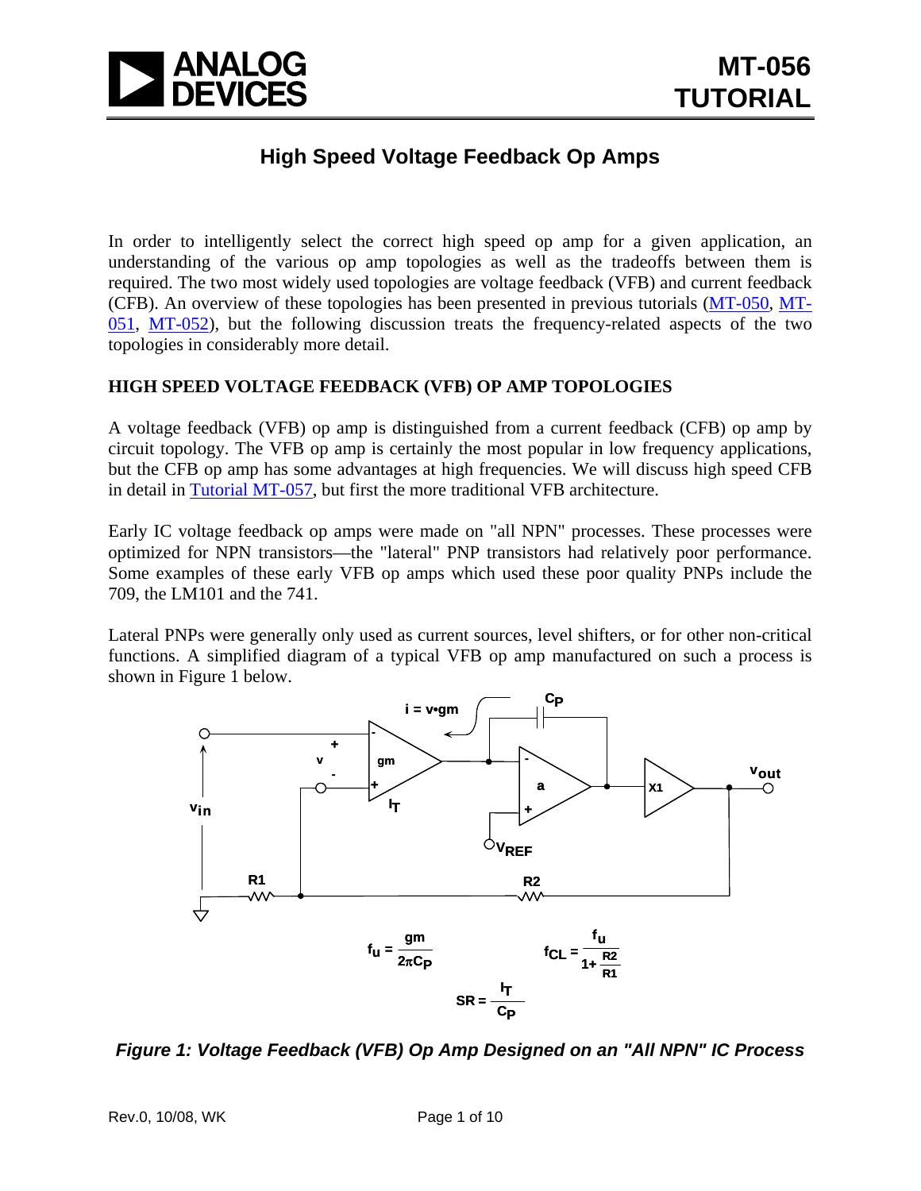# High Speed Voltage Feedback Op Amps

In order to intelligently select the correct high speed op amp for a given application, an understanding of the various op amp topologies as well as the tradeoffs between them is required. The two most widely used topologies are voltage feedback (VFB) and current feedback (CFB). An overview of these topologies has been presented in previous tutorials (MT-050, MT-051, MT-052), but the following discussion treats the frequency-related aspects of the two topologies in considerably more detail.

## HIGH SPEED VOLTAGE FEEDBACK (VFB) OP AMP TOPOLOGIES

A voltage feedback (VFB) op amp is distinguished from a current feedback (CFB) op amp by circuit topology. The VFB op amp is certainly the most popular in low frequency applications, but the CFB op amp has some advantages at high frequencies. We will discuss high speed CFB in detail in Tutorial MT-057, but first the more traditional VFB architecture.

Early IC voltage feedback op amps were made on "all NPN" processes. These processes were optimized for NPN transistors—the "lateral" PNP transistors had relatively poor performance. Some examples of these early VFB op amps which used these poor quality PNPs include the 709, the LM101 and the 741.

Lateral PNPs were generally only used as current sources, level shifters, or for other non-critical functions. A simplified diagram of a typical VFB op amp manufactured on such a process is shown in Figure 1 below.

$i = v \cdot gm$

$$f_u = \frac{gm}{2\pi C_P} \qquad f_{CL} = \frac{f_u}{1+\frac{R2}{R1}}$$

$$SR = \frac{I_T}{C_P}$$

*Figure 1: Voltage Feedback (VFB) Op Amp Designed on an "All NPN" IC Process*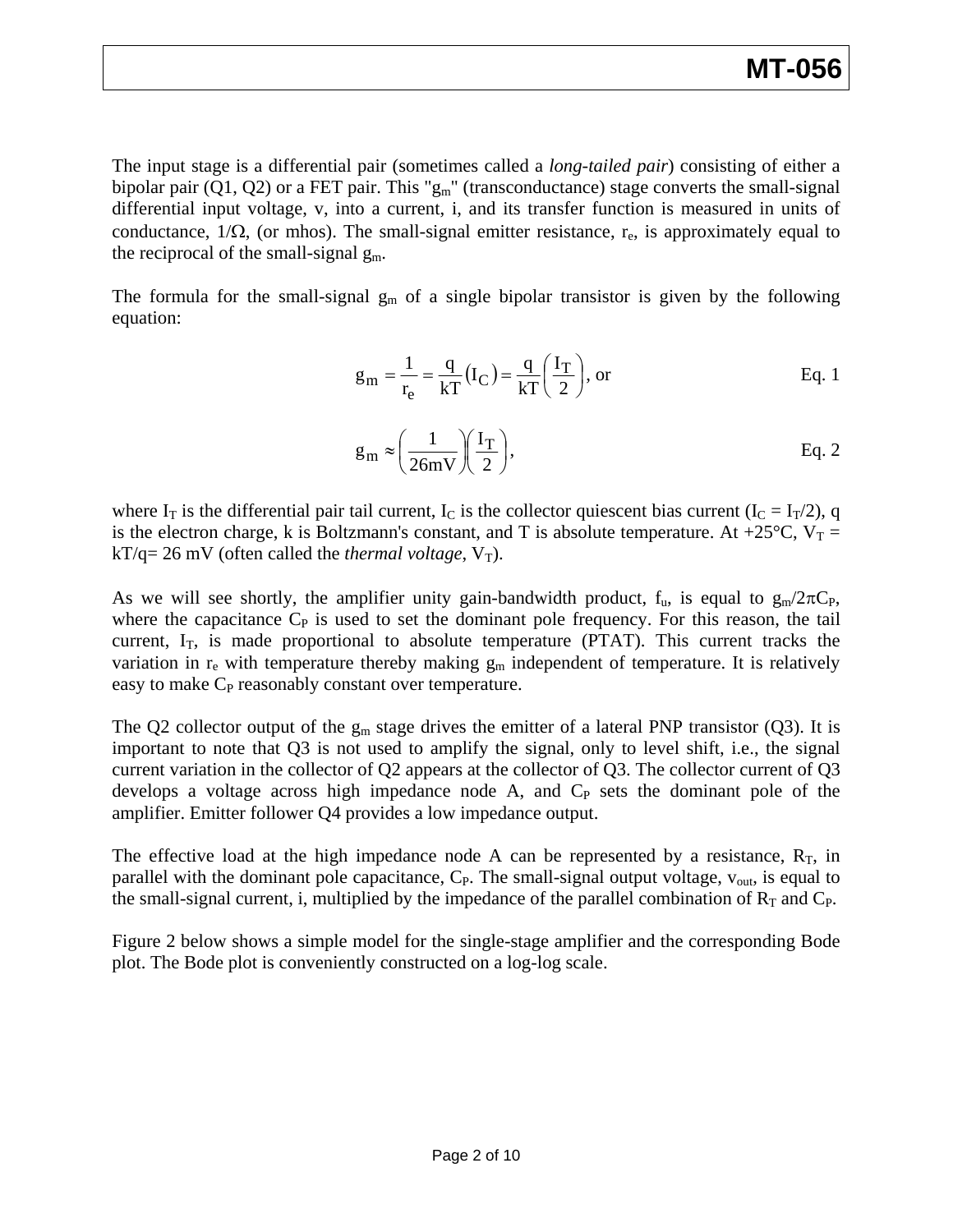The input stage is a differential pair (sometimes called a *long-tailed pair*) consisting of either a bipolar pair (Q1, Q2) or a FET pair. This "$g_m$" (transconductance) stage converts the small-signal differential input voltage, v, into a current, i, and its transfer function is measured in units of conductance, $1/\Omega$, (or mhos). The small-signal emitter resistance, $r_e$, is approximately equal to the reciprocal of the small-signal $g_m$.

The formula for the small-signal $g_m$ of a single bipolar transistor is given by the following equation:

$$g_m = \frac{1}{r_e} = \frac{q}{kT}\left(I_C\right) = \frac{q}{kT}\left(\frac{I_T}{2}\right), \text{ or} \qquad \text{Eq. 1}$$

$$g_m \approx \left(\frac{1}{26\text{mV}}\right)\left(\frac{I_T}{2}\right), \qquad \text{Eq. 2}$$

where $I_T$ is the differential pair tail current, $I_C$ is the collector quiescent bias current ($I_C = I_T/2$), q is the electron charge, k is Boltzmann's constant, and T is absolute temperature. At +25°C, $V_T = kT/q = 26$ mV (often called the *thermal voltage*, $V_T$).

As we will see shortly, the amplifier unity gain-bandwidth product, $f_u$, is equal to $g_m/2\pi C_P$, where the capacitance $C_P$ is used to set the dominant pole frequency. For this reason, the tail current, $I_T$, is made proportional to absolute temperature (PTAT). This current tracks the variation in $r_e$ with temperature thereby making $g_m$ independent of temperature. It is relatively easy to make $C_P$ reasonably constant over temperature.

The Q2 collector output of the $g_m$ stage drives the emitter of a lateral PNP transistor (Q3). It is important to note that Q3 is not used to amplify the signal, only to level shift, i.e., the signal current variation in the collector of Q2 appears at the collector of Q3. The collector current of Q3 develops a voltage across high impedance node A, and $C_P$ sets the dominant pole of the amplifier. Emitter follower Q4 provides a low impedance output.

The effective load at the high impedance node A can be represented by a resistance, $R_T$, in parallel with the dominant pole capacitance, $C_P$. The small-signal output voltage, $v_{out}$, is equal to the small-signal current, i, multiplied by the impedance of the parallel combination of $R_T$ and $C_P$.

Figure 2 below shows a simple model for the single-stage amplifier and the corresponding Bode plot. The Bode plot is conveniently constructed on a log-log scale.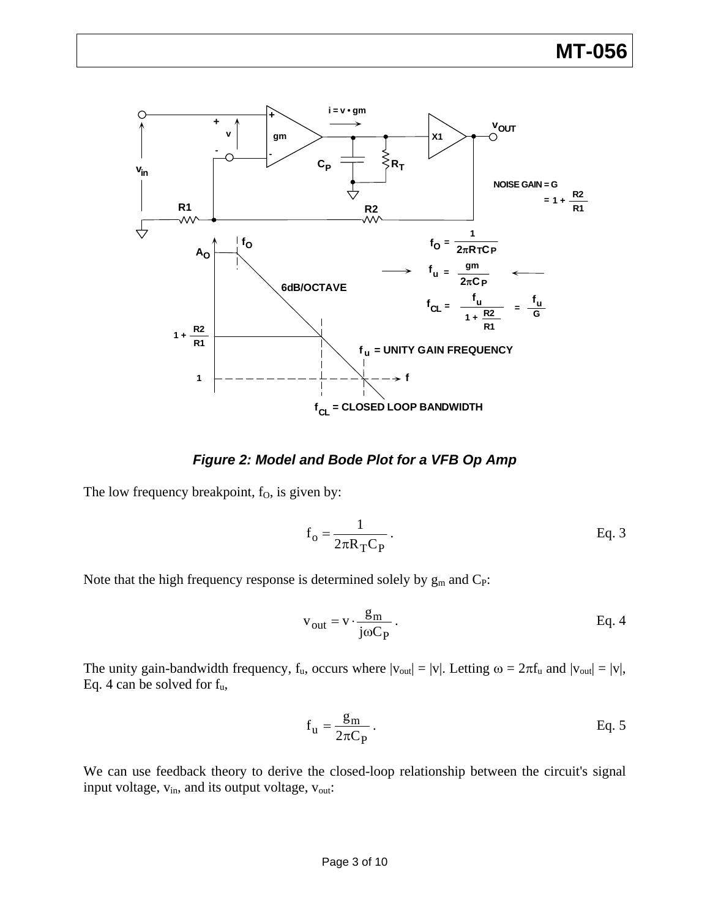**Figure 2: Model and Bode Plot for a VFB Op Amp**

The low frequency breakpoint, $f_O$, is given by:

$$f_o = \frac{1}{2\pi R_T C_P}. \quad \text{Eq. 3}$$

Note that the high frequency response is determined solely by $g_m$ and $C_P$:

$$v_{out} = v \cdot \frac{g_m}{j\omega C_P}. \quad \text{Eq. 4}$$

The unity gain-bandwidth frequency, $f_u$, occurs where $|v_{out}| = |v|$. Letting $\omega = 2\pi f_u$ and $|v_{out}| = |v|$, Eq. 4 can be solved for $f_u$,

$$f_u = \frac{g_m}{2\pi C_P}. \quad \text{Eq. 5}$$

We can use feedback theory to derive the closed-loop relationship between the circuit's signal input voltage, $v_{in}$, and its output voltage, $v_{out}$: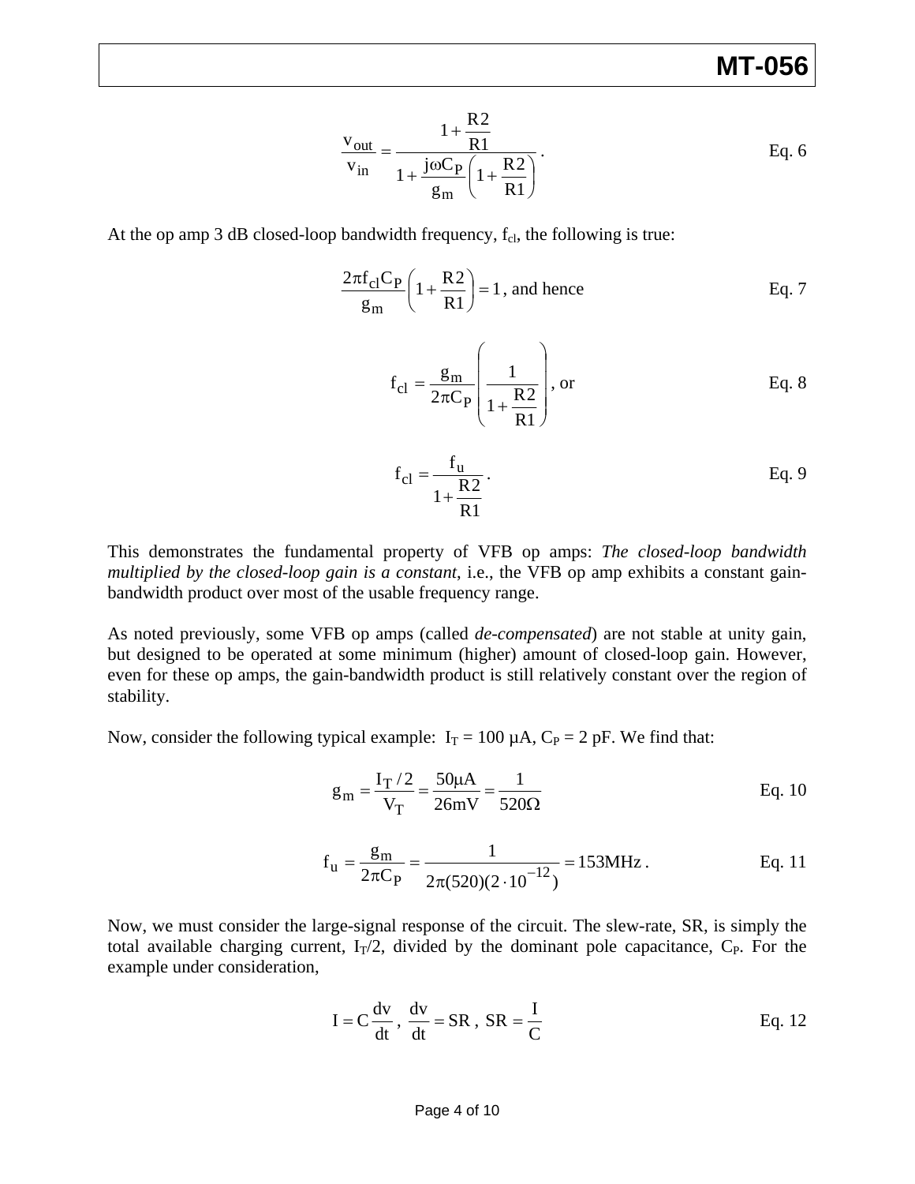$$\frac{v_{out}}{v_{in}} = \frac{1+\frac{R2}{R1}}{1+\frac{j\omega C_P}{g_m}\left(1+\frac{R2}{R1}\right)}. \qquad \text{Eq. 6}$$

At the op amp 3 dB closed-loop bandwidth frequency, $f_{cl}$, the following is true:

$$\frac{2\pi f_{cl} C_P}{g_m}\left(1+\frac{R2}{R1}\right) = 1 \text{, and hence} \qquad \text{Eq. 7}$$

$$f_{cl} = \frac{g_m}{2\pi C_P}\left(\frac{1}{1+\frac{R2}{R1}}\right) \text{, or} \qquad \text{Eq. 8}$$

$$f_{cl} = \frac{f_u}{1+\frac{R2}{R1}}. \qquad \text{Eq. 9}$$

This demonstrates the fundamental property of VFB op amps: *The closed-loop bandwidth multiplied by the closed-loop gain is a constant*, i.e., the VFB op amp exhibits a constant gain-bandwidth product over most of the usable frequency range.

As noted previously, some VFB op amps (called *de-compensated*) are not stable at unity gain, but designed to be operated at some minimum (higher) amount of closed-loop gain. However, even for these op amps, the gain-bandwidth product is still relatively constant over the region of stability.

Now, consider the following typical example: $I_T$ = 100 µA, $C_P$ = 2 pF. We find that:

$$g_m = \frac{I_T/2}{V_T} = \frac{50\mu A}{26mV} = \frac{1}{520\Omega} \qquad \text{Eq. 10}$$

$$f_u = \frac{g_m}{2\pi C_P} = \frac{1}{2\pi(520)(2\cdot 10^{-12})} = 153\text{MHz}. \qquad \text{Eq. 11}$$

Now, we must consider the large-signal response of the circuit. The slew-rate, SR, is simply the total available charging current, $I_T/2$, divided by the dominant pole capacitance, $C_P$. For the example under consideration,

$$I = C\frac{dv}{dt},\ \frac{dv}{dt} = SR,\ SR = \frac{I}{C} \qquad \text{Eq. 12}$$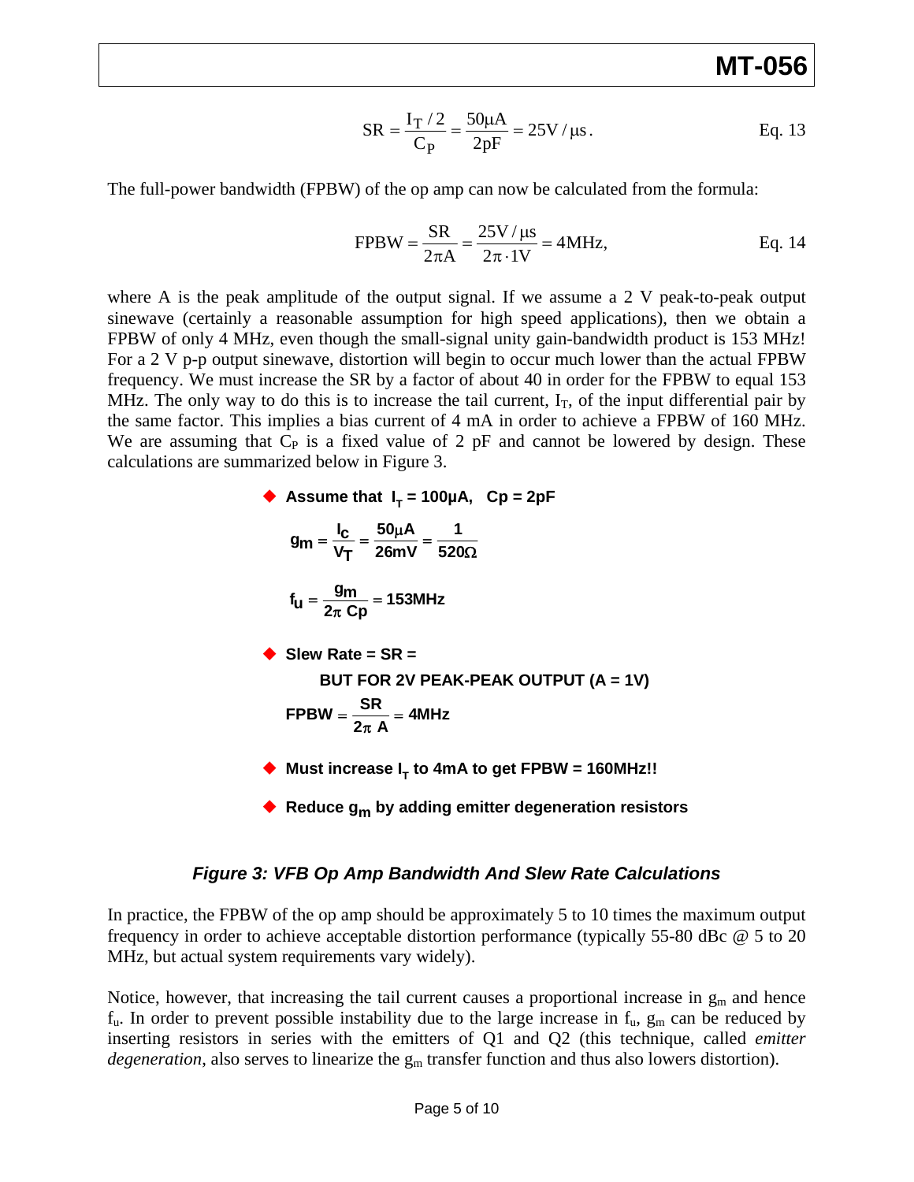$$SR = \frac{I_T/2}{C_P} = \frac{50\mu A}{2pF} = 25V/\mu s. \qquad \text{Eq. 13}$$

The full-power bandwidth (FPBW) of the op amp can now be calculated from the formula:

$$FPBW = \frac{SR}{2\pi A} = \frac{25V/\mu s}{2\pi \cdot 1V} = 4MHz, \qquad \text{Eq. 14}$$

where A is the peak amplitude of the output signal. If we assume a 2 V peak-to-peak output sinewave (certainly a reasonable assumption for high speed applications), then we obtain a FPBW of only 4 MHz, even though the small-signal unity gain-bandwidth product is 153 MHz! For a 2 V p-p output sinewave, distortion will begin to occur much lower than the actual FPBW frequency. We must increase the SR by a factor of about 40 in order for the FPBW to equal 153 MHz. The only way to do this is to increase the tail current, $I_T$, of the input differential pair by the same factor. This implies a bias current of 4 mA in order to achieve a FPBW of 160 MHz. We are assuming that $C_P$ is a fixed value of 2 pF and cannot be lowered by design. These calculations are summarized below in Figure 3.

- **Assume that $I_T = 100\mu A$, $Cp = 2pF$**

  $$g_m = \frac{I_C}{V_T} = \frac{50\mu A}{26mV} = \frac{1}{520\Omega}$$

  $$f_u = \frac{g_m}{2\pi\ Cp} = 153MHz$$

- **Slew Rate = SR =**

  **BUT FOR 2V PEAK-PEAK OUTPUT (A = 1V)**

  $$FPBW = \frac{SR}{2\pi\ A} = 4MHz$$

- **Must increase $I_T$ to 4mA to get FPBW = 160MHz!!**
- **Reduce $g_m$ by adding emitter degeneration resistors**

***Figure 3: VFB Op Amp Bandwidth And Slew Rate Calculations***

In practice, the FPBW of the op amp should be approximately 5 to 10 times the maximum output frequency in order to achieve acceptable distortion performance (typically 55-80 dBc @ 5 to 20 MHz, but actual system requirements vary widely).

Notice, however, that increasing the tail current causes a proportional increase in $g_m$ and hence $f_u$. In order to prevent possible instability due to the large increase in $f_u$, $g_m$ can be reduced by inserting resistors in series with the emitters of Q1 and Q2 (this technique, called *emitter degeneration*, also serves to linearize the $g_m$ transfer function and thus also lowers distortion).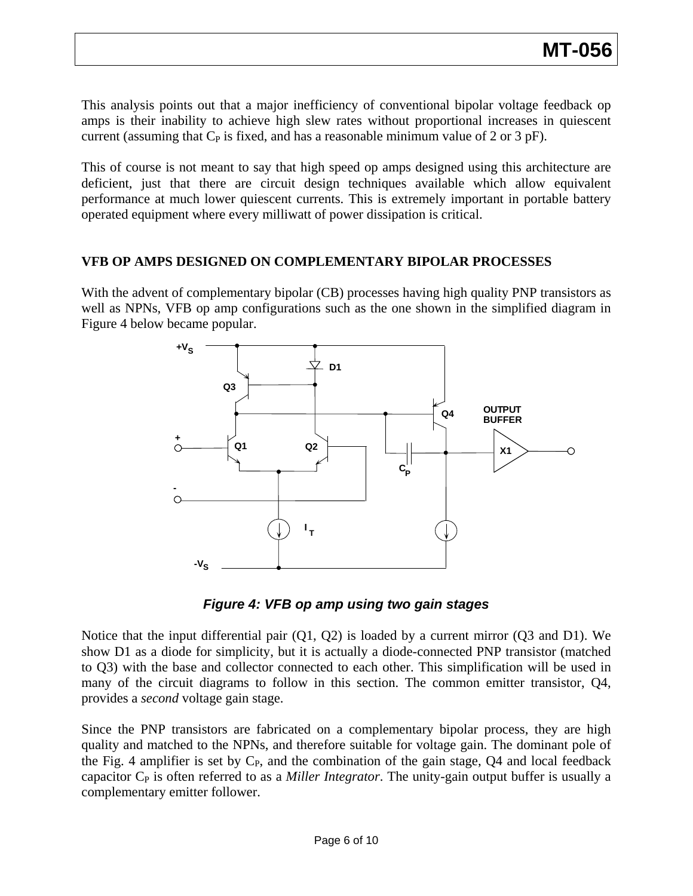This analysis points out that a major inefficiency of conventional bipolar voltage feedback op amps is their inability to achieve high slew rates without proportional increases in quiescent current (assuming that $C_P$ is fixed, and has a reasonable minimum value of 2 or 3 pF).

This of course is not meant to say that high speed op amps designed using this architecture are deficient, just that there are circuit design techniques available which allow equivalent performance at much lower quiescent currents. This is extremely important in portable battery operated equipment where every milliwatt of power dissipation is critical.

## VFB OP AMPS DESIGNED ON COMPLEMENTARY BIPOLAR PROCESSES

With the advent of complementary bipolar (CB) processes having high quality PNP transistors as well as NPNs, VFB op amp configurations such as the one shown in the simplified diagram in Figure 4 below became popular.

***Figure 4: VFB op amp using two gain stages***

Notice that the input differential pair (Q1, Q2) is loaded by a current mirror (Q3 and D1). We show D1 as a diode for simplicity, but it is actually a diode-connected PNP transistor (matched to Q3) with the base and collector connected to each other. This simplification will be used in many of the circuit diagrams to follow in this section. The common emitter transistor, Q4, provides a *second* voltage gain stage.

Since the PNP transistors are fabricated on a complementary bipolar process, they are high quality and matched to the NPNs, and therefore suitable for voltage gain. The dominant pole of the Fig. 4 amplifier is set by $C_P$, and the combination of the gain stage, Q4 and local feedback capacitor $C_P$ is often referred to as a *Miller Integrator*. The unity-gain output buffer is usually a complementary emitter follower.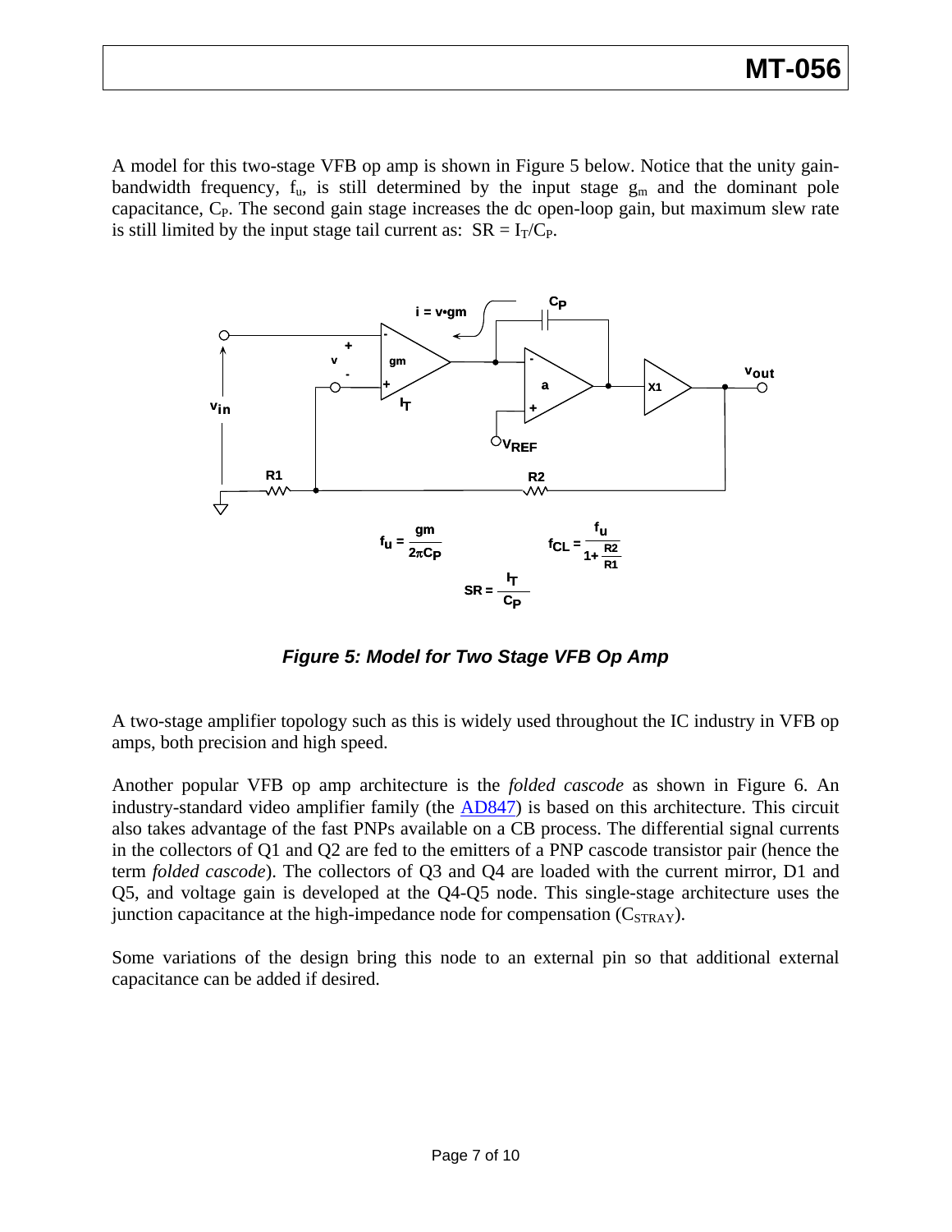A model for this two-stage VFB op amp is shown in Figure 5 below. Notice that the unity gain-bandwidth frequency, $f_u$, is still determined by the input stage $g_m$ and the dominant pole capacitance, $C_P$. The second gain stage increases the dc open-loop gain, but maximum slew rate is still limited by the input stage tail current as: $SR = I_T/C_P$.

$$f_u = \frac{gm}{2\pi C_P} \qquad f_{CL} = \frac{f_u}{1+\frac{R2}{R1}}$$

$$SR = \frac{I_T}{C_P}$$

***Figure 5: Model for Two Stage VFB Op Amp***

A two-stage amplifier topology such as this is widely used throughout the IC industry in VFB op amps, both precision and high speed.

Another popular VFB op amp architecture is the *folded cascode* as shown in Figure 6. An industry-standard video amplifier family (the AD847) is based on this architecture. This circuit also takes advantage of the fast PNPs available on a CB process. The differential signal currents in the collectors of Q1 and Q2 are fed to the emitters of a PNP cascode transistor pair (hence the term *folded cascode*). The collectors of Q3 and Q4 are loaded with the current mirror, D1 and Q5, and voltage gain is developed at the Q4-Q5 node. This single-stage architecture uses the junction capacitance at the high-impedance node for compensation ($C_{STRAY}$).

Some variations of the design bring this node to an external pin so that additional external capacitance can be added if desired.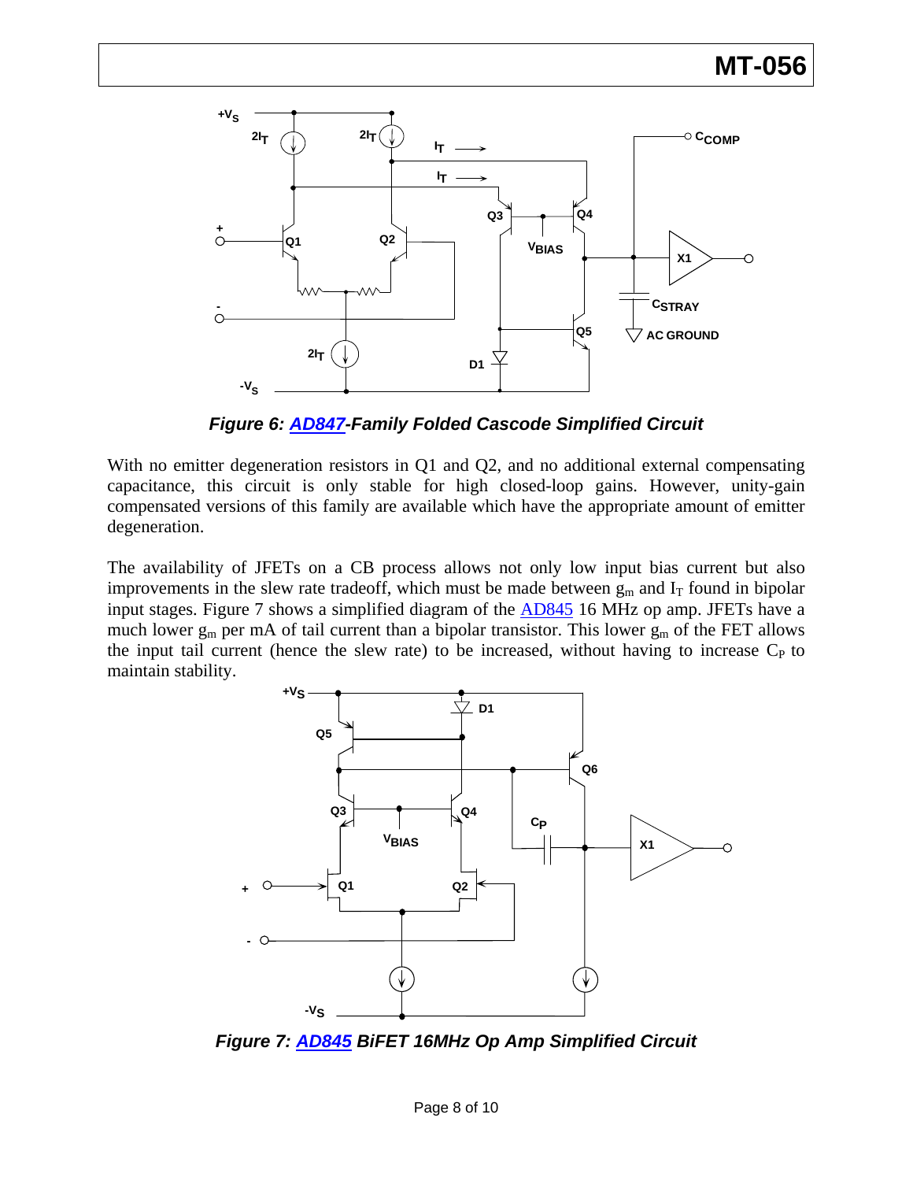*Figure 6: AD847-Family Folded Cascode Simplified Circuit*

With no emitter degeneration resistors in Q1 and Q2, and no additional external compensating capacitance, this circuit is only stable for high closed-loop gains. However, unity-gain compensated versions of this family are available which have the appropriate amount of emitter degeneration.

The availability of JFETs on a CB process allows not only low input bias current but also improvements in the slew rate tradeoff, which must be made between $g_m$ and $I_T$ found in bipolar input stages. Figure 7 shows a simplified diagram of the AD845 16 MHz op amp. JFETs have a much lower $g_m$ per mA of tail current than a bipolar transistor. This lower $g_m$ of the FET allows the input tail current (hence the slew rate) to be increased, without having to increase $C_P$ to maintain stability.

*Figure 7: AD845 BiFET 16MHz Op Amp Simplified Circuit*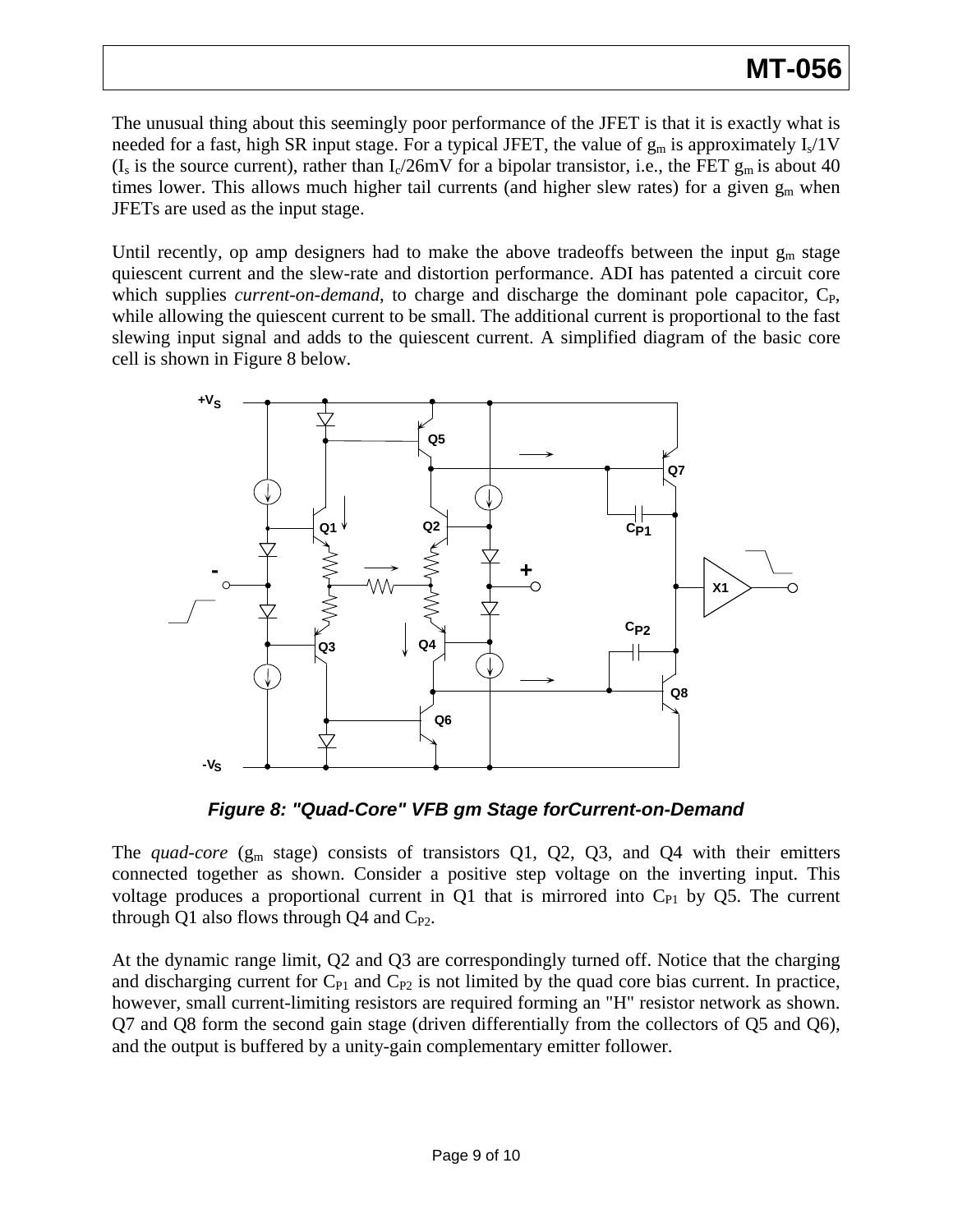The unusual thing about this seemingly poor performance of the JFET is that it is exactly what is needed for a fast, high SR input stage. For a typical JFET, the value of $g_m$ is approximately $I_s$/1V ($I_s$ is the source current), rather than $I_c$/26mV for a bipolar transistor, i.e., the FET $g_m$ is about 40 times lower. This allows much higher tail currents (and higher slew rates) for a given $g_m$ when JFETs are used as the input stage.

Until recently, op amp designers had to make the above tradeoffs between the input $g_m$ stage quiescent current and the slew-rate and distortion performance. ADI has patented a circuit core which supplies *current-on-demand*, to charge and discharge the dominant pole capacitor, $C_P$, while allowing the quiescent current to be small. The additional current is proportional to the fast slewing input signal and adds to the quiescent current. A simplified diagram of the basic core cell is shown in Figure 8 below.

***Figure 8: "Quad-Core" VFB gm Stage forCurrent-on-Demand***

The *quad-core* ($g_m$ stage) consists of transistors Q1, Q2, Q3, and Q4 with their emitters connected together as shown. Consider a positive step voltage on the inverting input. This voltage produces a proportional current in Q1 that is mirrored into $C_{P1}$ by Q5. The current through Q1 also flows through Q4 and $C_{P2}$.

At the dynamic range limit, Q2 and Q3 are correspondingly turned off. Notice that the charging and discharging current for $C_{P1}$ and $C_{P2}$ is not limited by the quad core bias current. In practice, however, small current-limiting resistors are required forming an "H" resistor network as shown. Q7 and Q8 form the second gain stage (driven differentially from the collectors of Q5 and Q6), and the output is buffered by a unity-gain complementary emitter follower.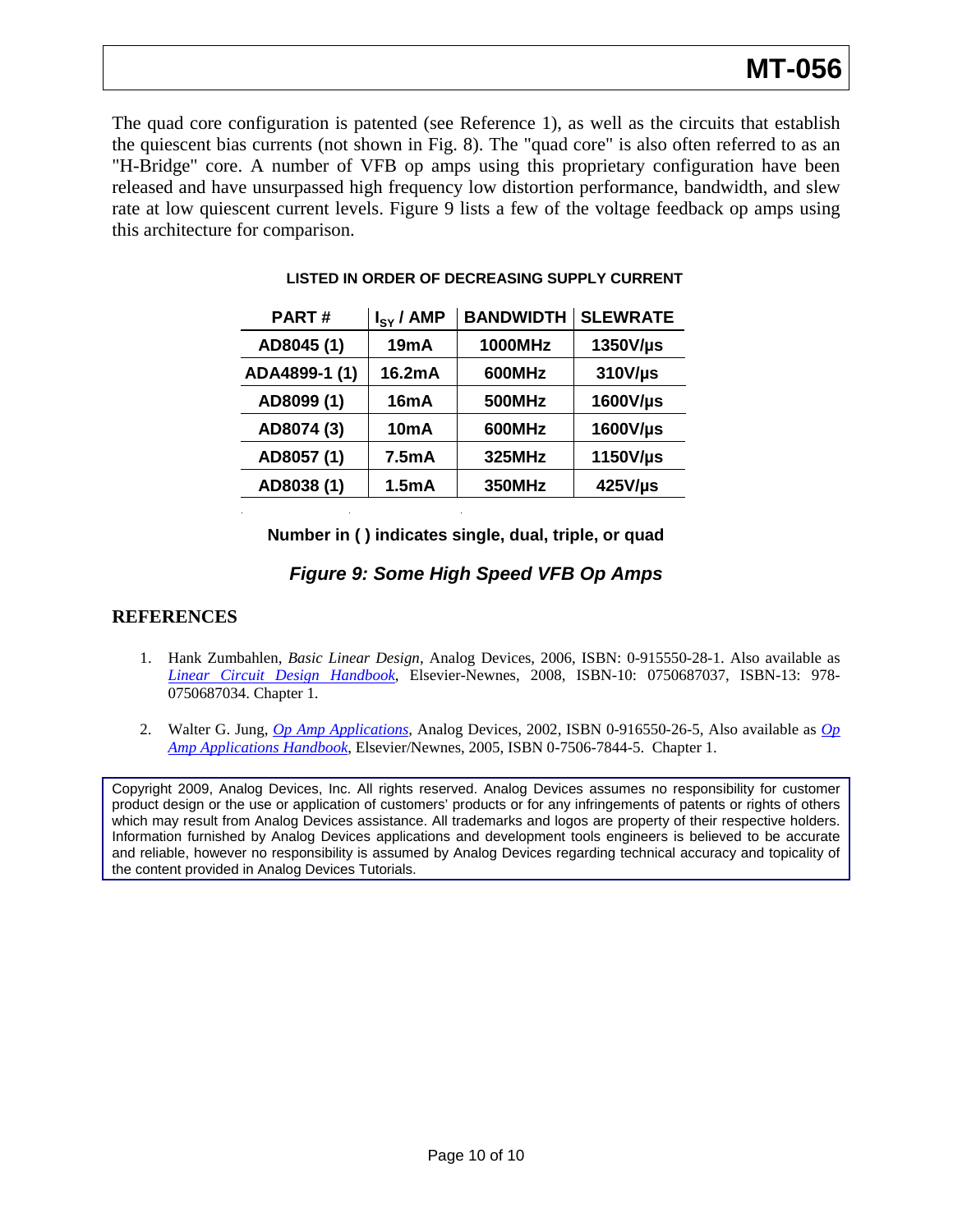The quad core configuration is patented (see Reference 1), as well as the circuits that establish the quiescent bias currents (not shown in Fig. 8). The "quad core" is also often referred to as an "H-Bridge" core. A number of VFB op amps using this proprietary configuration have been released and have unsurpassed high frequency low distortion performance, bandwidth, and slew rate at low quiescent current levels. Figure 9 lists a few of the voltage feedback op amps using this architecture for comparison.

**LISTED IN ORDER OF DECREASING SUPPLY CURRENT**

| PART # | $I_{SY}$ / AMP | BANDWIDTH | SLEWRATE |
|---|---|---|---|
| AD8045 (1) | 19mA | 1000MHz | 1350V/µs |
| ADA4899-1 (1) | 16.2mA | 600MHz | 310V/µs |
| AD8099 (1) | 16mA | 500MHz | 1600V/µs |
| AD8074 (3) | 10mA | 600MHz | 1600V/µs |
| AD8057 (1) | 7.5mA | 325MHz | 1150V/µs |
| AD8038 (1) | 1.5mA | 350MHz | 425V/µs |

**Number in ( ) indicates single, dual, triple, or quad**

***Figure 9: Some High Speed VFB Op Amps***

## REFERENCES

1. Hank Zumbahlen, *Basic Linear Design*, Analog Devices, 2006, ISBN: 0-915550-28-1. Also available as *Linear Circuit Design Handbook*, Elsevier-Newnes, 2008, ISBN-10: 0750687037, ISBN-13: 978-0750687034. Chapter 1.

2. Walter G. Jung, *Op Amp Applications*, Analog Devices, 2002, ISBN 0-916550-26-5, Also available as *Op Amp Applications Handbook*, Elsevier/Newnes, 2005, ISBN 0-7506-7844-5. Chapter 1.

Copyright 2009, Analog Devices, Inc. All rights reserved. Analog Devices assumes no responsibility for customer product design or the use or application of customers' products or for any infringements of patents or rights of others which may result from Analog Devices assistance. All trademarks and logos are property of their respective holders. Information furnished by Analog Devices applications and development tools engineers is believed to be accurate and reliable, however no responsibility is assumed by Analog Devices regarding technical accuracy and topicality of the content provided in Analog Devices Tutorials.